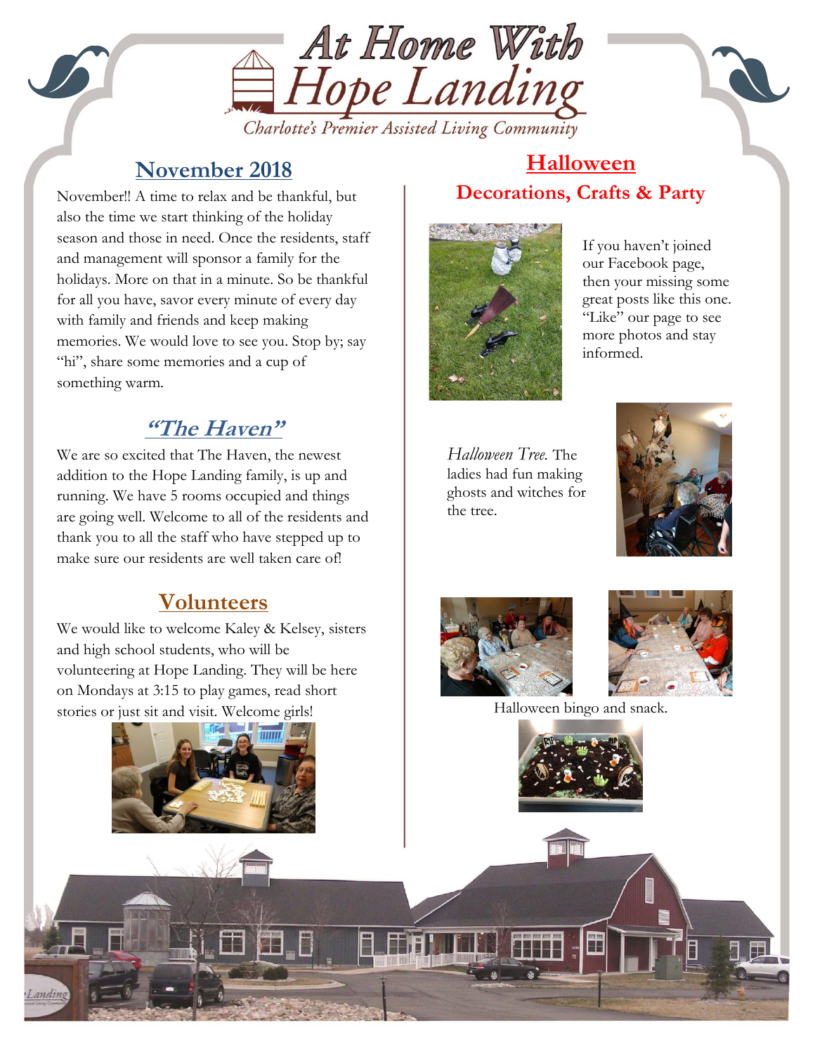# At Home With Hope Landing

*Charlotte's Premier Assisted Living Community*

## November 2018

November!! A time to relax and be thankful, but also the time we start thinking of the holiday season and those in need. Once the residents, staff and management will sponsor a family for the holidays. More on that in a minute. So be thankful for all you have, savor every minute of every day with family and friends and keep making memories. We would love to see you. Stop by; say "hi", share some memories and a cup of something warm.

## "The Haven"

We are so excited that The Haven, the newest addition to the Hope Landing family, is up and running. We have 5 rooms occupied and things are going well. Welcome to all of the residents and thank you to all the staff who have stepped up to make sure our residents are well taken care of!

## Volunteers

We would like to welcome Kaley & Kelsey, sisters and high school students, who will be volunteering at Hope Landing. They will be here on Mondays at 3:15 to play games, read short stories or just sit and visit. Welcome girls!

## Halloween

### Decorations, Crafts & Party

If you haven't joined our Facebook page, then your missing some great posts like this one. "Like" our page to see more photos and stay informed.

*Halloween Tree.* The ladies had fun making ghosts and witches for the tree.

Halloween bingo and snack.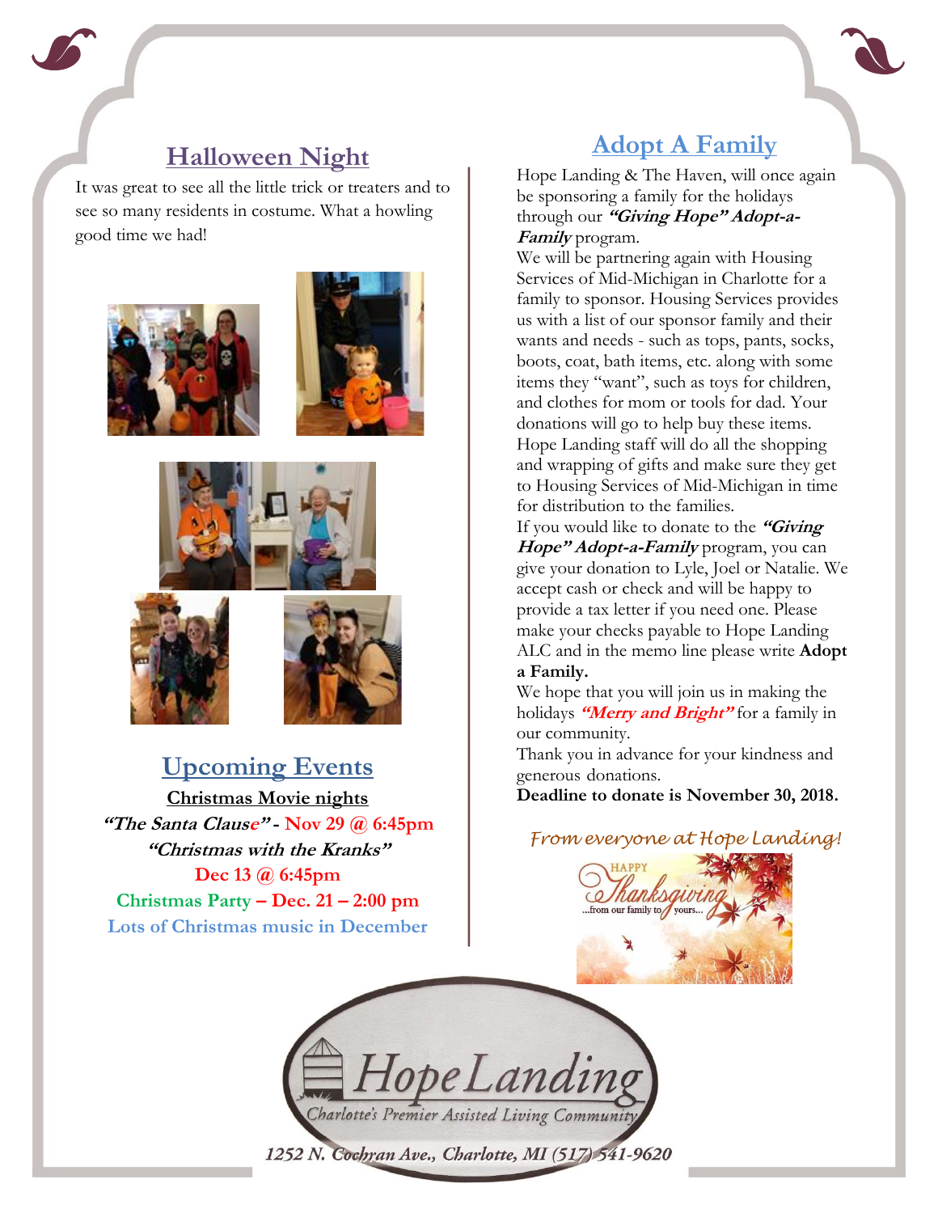## Halloween Night

It was great to see all the little trick or treaters and to see so many residents in costume. What a howling good time we had!

## Upcoming Events

**Christmas Movie nights**

***"The Santa Clause"* - Nov 29 @ 6:45pm**

***"Christmas with the Kranks"***

**Dec 13 @ 6:45pm**

**Christmas Party – Dec. 21 – 2:00 pm**

**Lots of Christmas music in December**

## Adopt A Family

Hope Landing & The Haven, will once again be sponsoring a family for the holidays through our ***"Giving Hope" Adopt-a-Family*** program.

We will be partnering again with Housing Services of Mid-Michigan in Charlotte for a family to sponsor. Housing Services provides us with a list of our sponsor family and their wants and needs - such as tops, pants, socks, boots, coat, bath items, etc. along with some items they "want", such as toys for children, and clothes for mom or tools for dad. Your donations will go to help buy these items. Hope Landing staff will do all the shopping and wrapping of gifts and make sure they get to Housing Services of Mid-Michigan in time for distribution to the families.

If you would like to donate to the ***"Giving Hope" Adopt-a-Family*** program, you can give your donation to Lyle, Joel or Natalie. We accept cash or check and will be happy to provide a tax letter if you need one. Please make your checks payable to Hope Landing ALC and in the memo line please write **Adopt a Family.**

We hope that you will join us in making the holidays ***"Merry and Bright"*** for a family in our community.

Thank you in advance for your kindness and generous donations.

**Deadline to donate is November 30, 2018.**

*From everyone at Hope Landing!*

HAPPY Thanksgiving ...from our family to yours...

Hope Landing
Charlotte's Premier Assisted Living Community

1252 N. Cochran Ave., Charlotte, MI (517) 541-9620